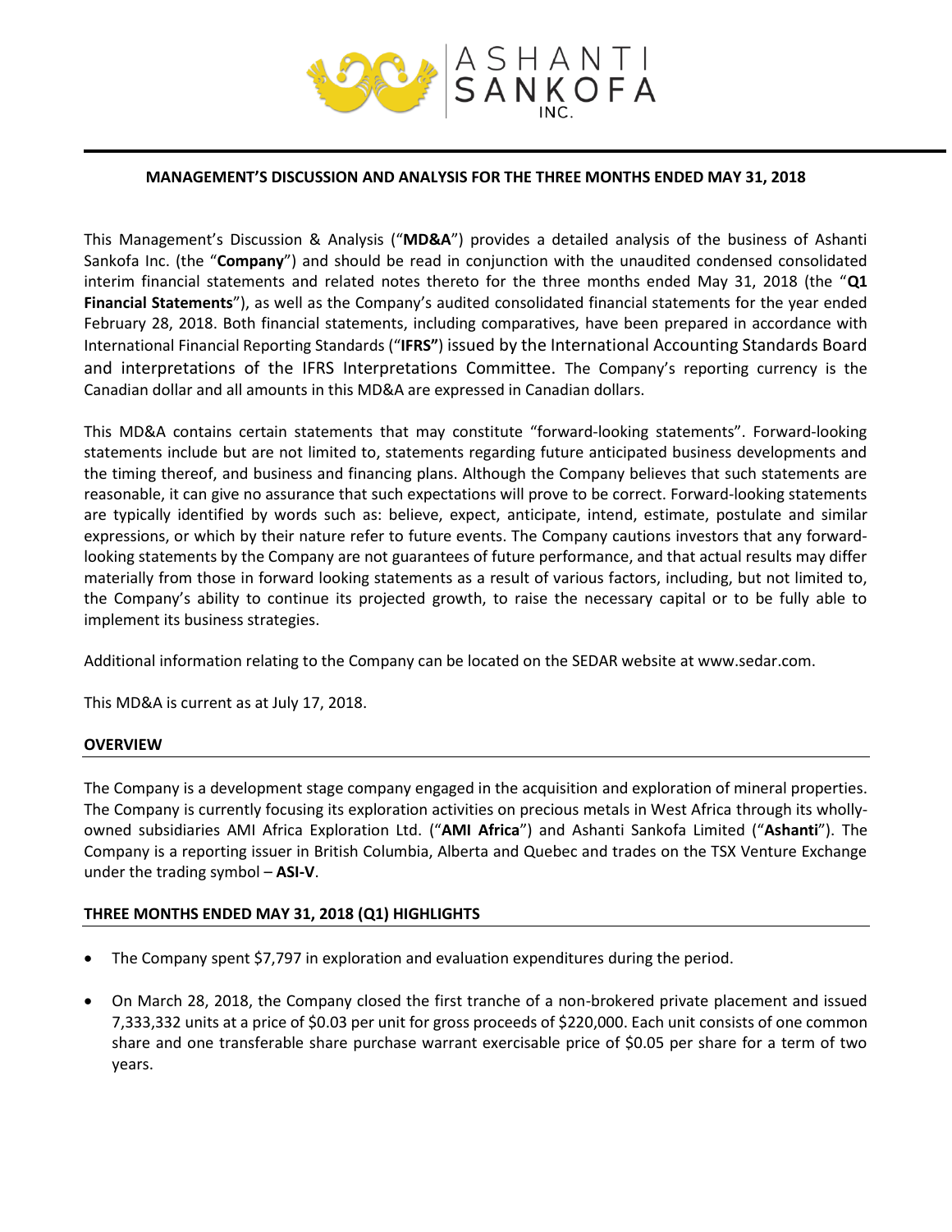# MANAGEMENT'S DISCUSSION AND ANALYSIS FOR THE THREE MONTHS ENDED MAY 31, 2018

This Management's Discussion & Analysis ("**MD&A**") provides a detailed analysis of the business of Ashanti Sankofa Inc. (the "**Company**") and should be read in conjunction with the unaudited condensed consolidated interim financial statements and related notes thereto for the three months ended May 31, 2018 (the "**Q1 Financial Statements**"), as well as the Company's audited consolidated financial statements for the year ended February 28, 2018. Both financial statements, including comparatives, have been prepared in accordance with International Financial Reporting Standards ("**IFRS**") issued by the International Accounting Standards Board and interpretations of the IFRS Interpretations Committee. The Company's reporting currency is the Canadian dollar and all amounts in this MD&A are expressed in Canadian dollars.

This MD&A contains certain statements that may constitute "forward-looking statements". Forward-looking statements include but are not limited to, statements regarding future anticipated business developments and the timing thereof, and business and financing plans. Although the Company believes that such statements are reasonable, it can give no assurance that such expectations will prove to be correct. Forward-looking statements are typically identified by words such as: believe, expect, anticipate, intend, estimate, postulate and similar expressions, or which by their nature refer to future events. The Company cautions investors that any forward-looking statements by the Company are not guarantees of future performance, and that actual results may differ materially from those in forward looking statements as a result of various factors, including, but not limited to, the Company's ability to continue its projected growth, to raise the necessary capital or to be fully able to implement its business strategies.

Additional information relating to the Company can be located on the SEDAR website at www.sedar.com.

This MD&A is current as at July 17, 2018.

## OVERVIEW

The Company is a development stage company engaged in the acquisition and exploration of mineral properties. The Company is currently focusing its exploration activities on precious metals in West Africa through its wholly-owned subsidiaries AMI Africa Exploration Ltd. ("**AMI Africa**") and Ashanti Sankofa Limited ("**Ashanti**"). The Company is a reporting issuer in British Columbia, Alberta and Quebec and trades on the TSX Venture Exchange under the trading symbol – **ASI-V**.

## THREE MONTHS ENDED MAY 31, 2018 (Q1) HIGHLIGHTS

- The Company spent $7,797 in exploration and evaluation expenditures during the period.
- On March 28, 2018, the Company closed the first tranche of a non-brokered private placement and issued 7,333,332 units at a price of $0.03 per unit for gross proceeds of $220,000. Each unit consists of one common share and one transferable share purchase warrant exercisable price of $0.05 per share for a term of two years.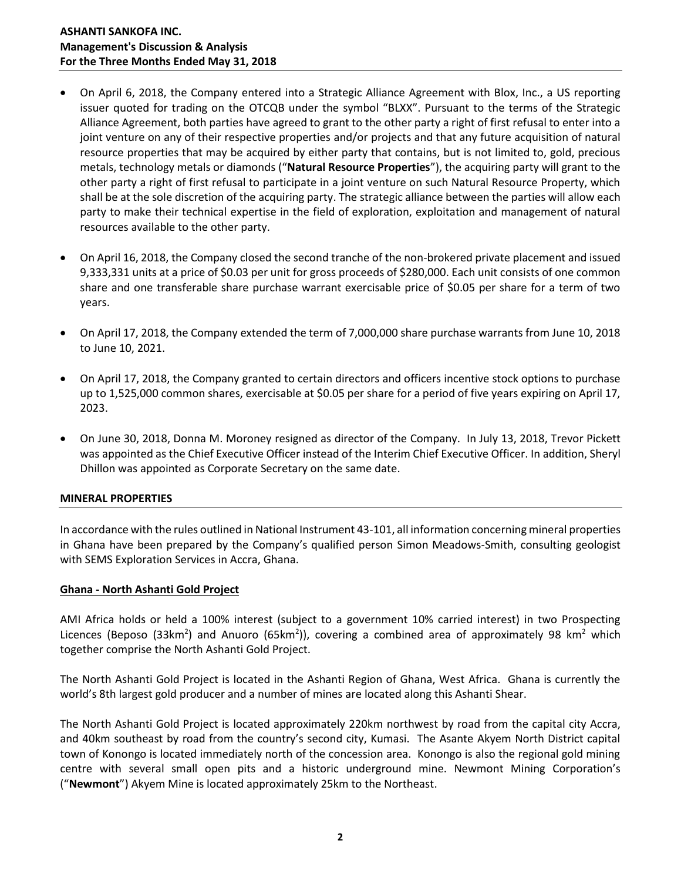- On April 6, 2018, the Company entered into a Strategic Alliance Agreement with Blox, Inc., a US reporting issuer quoted for trading on the OTCQB under the symbol "BLXX". Pursuant to the terms of the Strategic Alliance Agreement, both parties have agreed to grant to the other party a right of first refusal to enter into a joint venture on any of their respective properties and/or projects and that any future acquisition of natural resource properties that may be acquired by either party that contains, but is not limited to, gold, precious metals, technology metals or diamonds ("**Natural Resource Properties**"), the acquiring party will grant to the other party a right of first refusal to participate in a joint venture on such Natural Resource Property, which shall be at the sole discretion of the acquiring party. The strategic alliance between the parties will allow each party to make their technical expertise in the field of exploration, exploitation and management of natural resources available to the other party.

- On April 16, 2018, the Company closed the second tranche of the non-brokered private placement and issued 9,333,331 units at a price of $0.03 per unit for gross proceeds of $280,000. Each unit consists of one common share and one transferable share purchase warrant exercisable price of $0.05 per share for a term of two years.

- On April 17, 2018, the Company extended the term of 7,000,000 share purchase warrants from June 10, 2018 to June 10, 2021.

- On April 17, 2018, the Company granted to certain directors and officers incentive stock options to purchase up to 1,525,000 common shares, exercisable at $0.05 per share for a period of five years expiring on April 17, 2023.

- On June 30, 2018, Donna M. Moroney resigned as director of the Company. In July 13, 2018, Trevor Pickett was appointed as the Chief Executive Officer instead of the Interim Chief Executive Officer. In addition, Sheryl Dhillon was appointed as Corporate Secretary on the same date.

## MINERAL PROPERTIES

In accordance with the rules outlined in National Instrument 43-101, all information concerning mineral properties in Ghana have been prepared by the Company's qualified person Simon Meadows-Smith, consulting geologist with SEMS Exploration Services in Accra, Ghana.

### Ghana - North Ashanti Gold Project

AMI Africa holds or held a 100% interest (subject to a government 10% carried interest) in two Prospecting Licences (Beposo (33km$^2$) and Anuoro (65km$^2$)), covering a combined area of approximately 98 km$^2$ which together comprise the North Ashanti Gold Project.

The North Ashanti Gold Project is located in the Ashanti Region of Ghana, West Africa. Ghana is currently the world's 8th largest gold producer and a number of mines are located along this Ashanti Shear.

The North Ashanti Gold Project is located approximately 220km northwest by road from the capital city Accra, and 40km southeast by road from the country's second city, Kumasi. The Asante Akyem North District capital town of Konongo is located immediately north of the concession area. Konongo is also the regional gold mining centre with several small open pits and a historic underground mine. Newmont Mining Corporation's ("**Newmont**") Akyem Mine is located approximately 25km to the Northeast.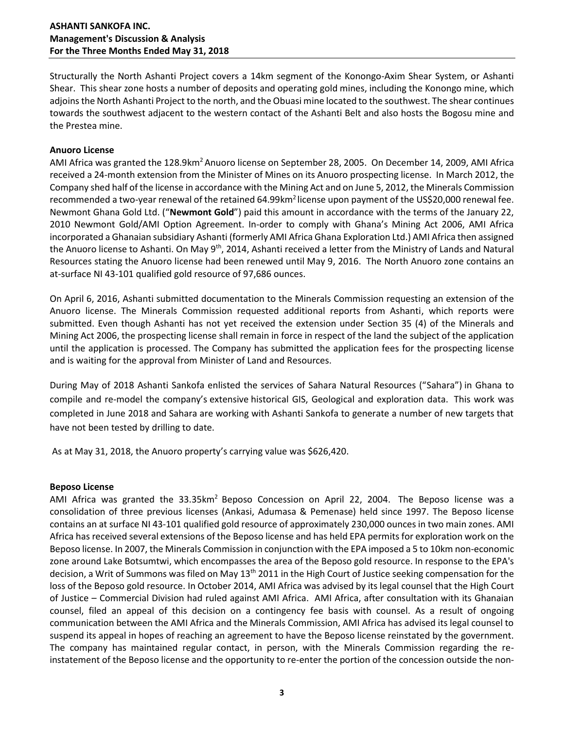Structurally the North Ashanti Project covers a 14km segment of the Konongo-Axim Shear System, or Ashanti Shear. This shear zone hosts a number of deposits and operating gold mines, including the Konongo mine, which adjoins the North Ashanti Project to the north, and the Obuasi mine located to the southwest. The shear continues towards the southwest adjacent to the western contact of the Ashanti Belt and also hosts the Bogosu mine and the Prestea mine.

**Anuoro License**

AMI Africa was granted the 128.9km$^2$ Anuoro license on September 28, 2005. On December 14, 2009, AMI Africa received a 24-month extension from the Minister of Mines on its Anuoro prospecting license. In March 2012, the Company shed half of the license in accordance with the Mining Act and on June 5, 2012, the Minerals Commission recommended a two-year renewal of the retained 64.99km$^2$ license upon payment of the US$20,000 renewal fee. Newmont Ghana Gold Ltd. ("**Newmont Gold**") paid this amount in accordance with the terms of the January 22, 2010 Newmont Gold/AMI Option Agreement. In-order to comply with Ghana's Mining Act 2006, AMI Africa incorporated a Ghanaian subsidiary Ashanti (formerly AMI Africa Ghana Exploration Ltd.) AMI Africa then assigned the Anuoro license to Ashanti. On May 9th, 2014, Ashanti received a letter from the Ministry of Lands and Natural Resources stating the Anuoro license had been renewed until May 9, 2016. The North Anuoro zone contains an at-surface NI 43-101 qualified gold resource of 97,686 ounces.

On April 6, 2016, Ashanti submitted documentation to the Minerals Commission requesting an extension of the Anuoro license. The Minerals Commission requested additional reports from Ashanti, which reports were submitted. Even though Ashanti has not yet received the extension under Section 35 (4) of the Minerals and Mining Act 2006, the prospecting license shall remain in force in respect of the land the subject of the application until the application is processed. The Company has submitted the application fees for the prospecting license and is waiting for the approval from Minister of Land and Resources.

During May of 2018 Ashanti Sankofa enlisted the services of Sahara Natural Resources ("Sahara") in Ghana to compile and re-model the company's extensive historical GIS, Geological and exploration data. This work was completed in June 2018 and Sahara are working with Ashanti Sankofa to generate a number of new targets that have not been tested by drilling to date.

As at May 31, 2018, the Anuoro property's carrying value was $626,420.

**Beposo License**

AMI Africa was granted the 33.35km$^2$ Beposo Concession on April 22, 2004. The Beposo license was a consolidation of three previous licenses (Ankasi, Adumasa & Pemenase) held since 1997. The Beposo license contains an at surface NI 43-101 qualified gold resource of approximately 230,000 ounces in two main zones. AMI Africa has received several extensions of the Beposo license and has held EPA permits for exploration work on the Beposo license. In 2007, the Minerals Commission in conjunction with the EPA imposed a 5 to 10km non-economic zone around Lake Botsumtwi, which encompasses the area of the Beposo gold resource. In response to the EPA's decision, a Writ of Summons was filed on May 13th 2011 in the High Court of Justice seeking compensation for the loss of the Beposo gold resource. In October 2014, AMI Africa was advised by its legal counsel that the High Court of Justice – Commercial Division had ruled against AMI Africa. AMI Africa, after consultation with its Ghanaian counsel, filed an appeal of this decision on a contingency fee basis with counsel. As a result of ongoing communication between the AMI Africa and the Minerals Commission, AMI Africa has advised its legal counsel to suspend its appeal in hopes of reaching an agreement to have the Beposo license reinstated by the government. The company has maintained regular contact, in person, with the Minerals Commission regarding the re-instatement of the Beposo license and the opportunity to re-enter the portion of the concession outside the non-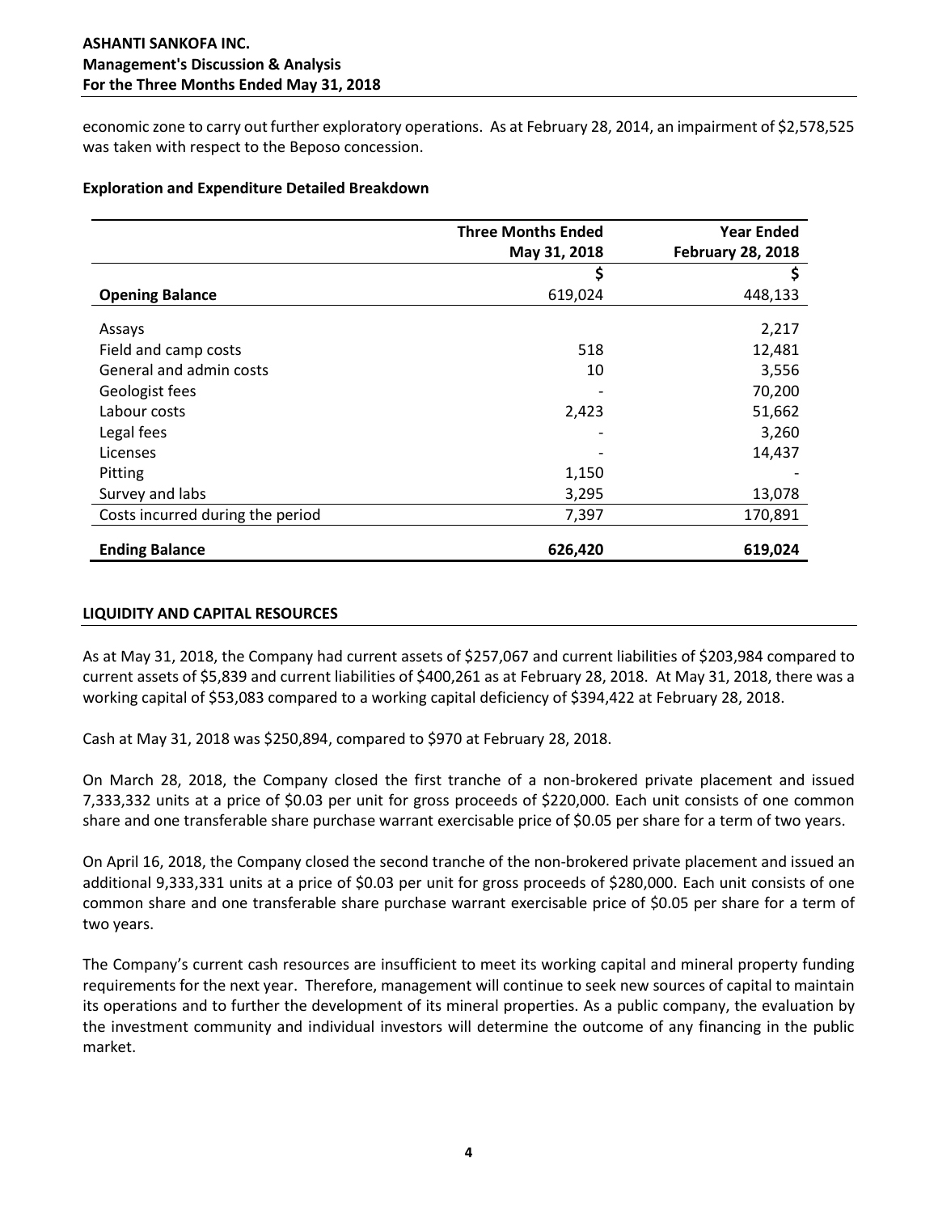economic zone to carry out further exploratory operations. As at February 28, 2014, an impairment of $2,578,525 was taken with respect to the Beposo concession.

**Exploration and Expenditure Detailed Breakdown**

| | Three Months Ended May 31, 2018 | Year Ended February 28, 2018 |
|---|---|---|
| | $ | $ |
| **Opening Balance** | 619,024 | 448,133 |
| Assays | | 2,217 |
| Field and camp costs | 518 | 12,481 |
| General and admin costs | 10 | 3,556 |
| Geologist fees | - | 70,200 |
| Labour costs | 2,423 | 51,662 |
| Legal fees | - | 3,260 |
| Licenses | - | 14,437 |
| Pitting | 1,150 | - |
| Survey and labs | 3,295 | 13,078 |
| Costs incurred during the period | 7,397 | 170,891 |
| **Ending Balance** | **626,420** | **619,024** |

## LIQUIDITY AND CAPITAL RESOURCES

As at May 31, 2018, the Company had current assets of $257,067 and current liabilities of $203,984 compared to current assets of $5,839 and current liabilities of $400,261 as at February 28, 2018. At May 31, 2018, there was a working capital of $53,083 compared to a working capital deficiency of $394,422 at February 28, 2018.

Cash at May 31, 2018 was $250,894, compared to $970 at February 28, 2018.

On March 28, 2018, the Company closed the first tranche of a non-brokered private placement and issued 7,333,332 units at a price of $0.03 per unit for gross proceeds of $220,000. Each unit consists of one common share and one transferable share purchase warrant exercisable price of $0.05 per share for a term of two years.

On April 16, 2018, the Company closed the second tranche of the non-brokered private placement and issued an additional 9,333,331 units at a price of $0.03 per unit for gross proceeds of $280,000. Each unit consists of one common share and one transferable share purchase warrant exercisable price of $0.05 per share for a term of two years.

The Company's current cash resources are insufficient to meet its working capital and mineral property funding requirements for the next year. Therefore, management will continue to seek new sources of capital to maintain its operations and to further the development of its mineral properties. As a public company, the evaluation by the investment community and individual investors will determine the outcome of any financing in the public market.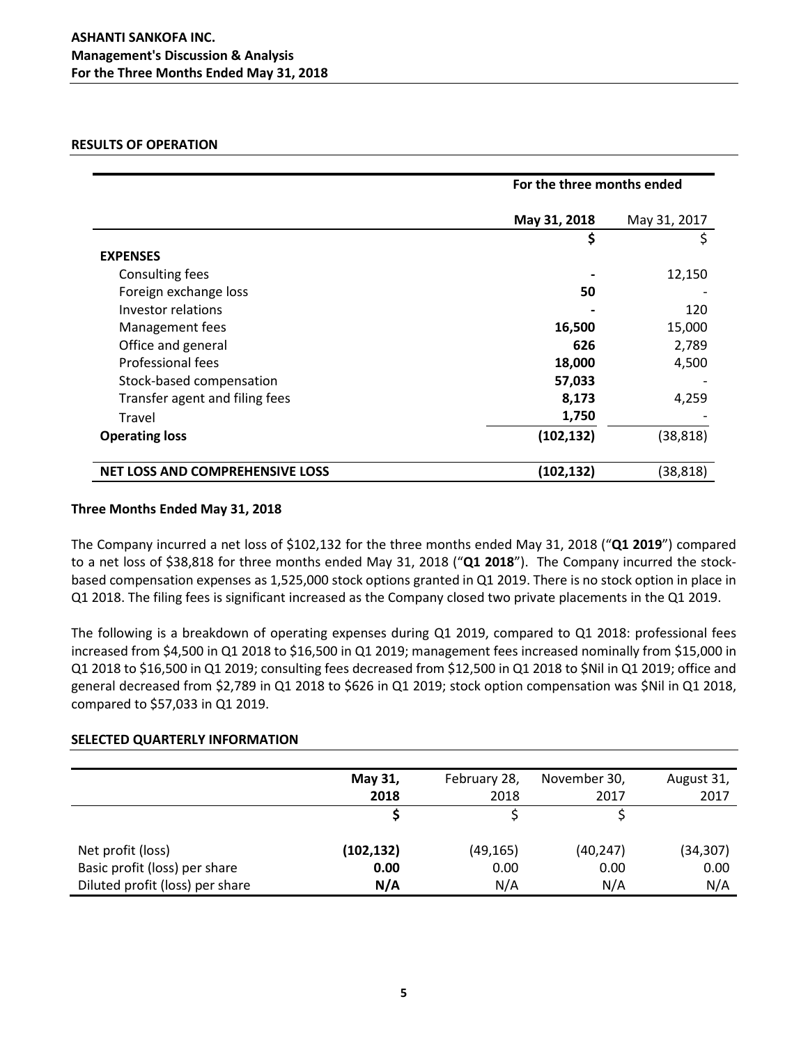## RESULTS OF OPERATION

| | For the three months ended | |
|---|---|---|
| | **May 31, 2018** | May 31, 2017 |
| | **$** | $ |
| **EXPENSES** | | |
| Consulting fees | **-** | 12,150 |
| Foreign exchange loss | **50** | - |
| Investor relations | **-** | 120 |
| Management fees | **16,500** | 15,000 |
| Office and general | **626** | 2,789 |
| Professional fees | **18,000** | 4,500 |
| Stock-based compensation | **57,033** | - |
| Transfer agent and filing fees | **8,173** | 4,259 |
| Travel | **1,750** | - |
| **Operating loss** | **(102,132)** | (38,818) |
| **NET LOSS AND COMPREHENSIVE LOSS** | **(102,132)** | (38,818) |

### Three Months Ended May 31, 2018

The Company incurred a net loss of $102,132 for the three months ended May 31, 2018 ("**Q1 2019**") compared to a net loss of $38,818 for three months ended May 31, 2018 ("**Q1 2018**"). The Company incurred the stock-based compensation expenses as 1,525,000 stock options granted in Q1 2019. There is no stock option in place in Q1 2018. The filing fees is significant increased as the Company closed two private placements in the Q1 2019.

The following is a breakdown of operating expenses during Q1 2019, compared to Q1 2018: professional fees increased from $4,500 in Q1 2018 to $16,500 in Q1 2019; management fees increased nominally from $15,000 in Q1 2018 to $16,500 in Q1 2019; consulting fees decreased from $12,500 in Q1 2018 to $Nil in Q1 2019; office and general decreased from $2,789 in Q1 2018 to $626 in Q1 2019; stock option compensation was $Nil in Q1 2018, compared to $57,033 in Q1 2019.

## SELECTED QUARTERLY INFORMATION

| | **May 31, 2018** | February 28, 2018 | November 30, 2017 | August 31, 2017 |
|---|---|---|---|---|
| | **$** | $ | $ | |
| Net profit (loss) | **(102,132)** | (49,165) | (40,247) | (34,307) |
| Basic profit (loss) per share | **0.00** | 0.00 | 0.00 | 0.00 |
| Diluted profit (loss) per share | **N/A** | N/A | N/A | N/A |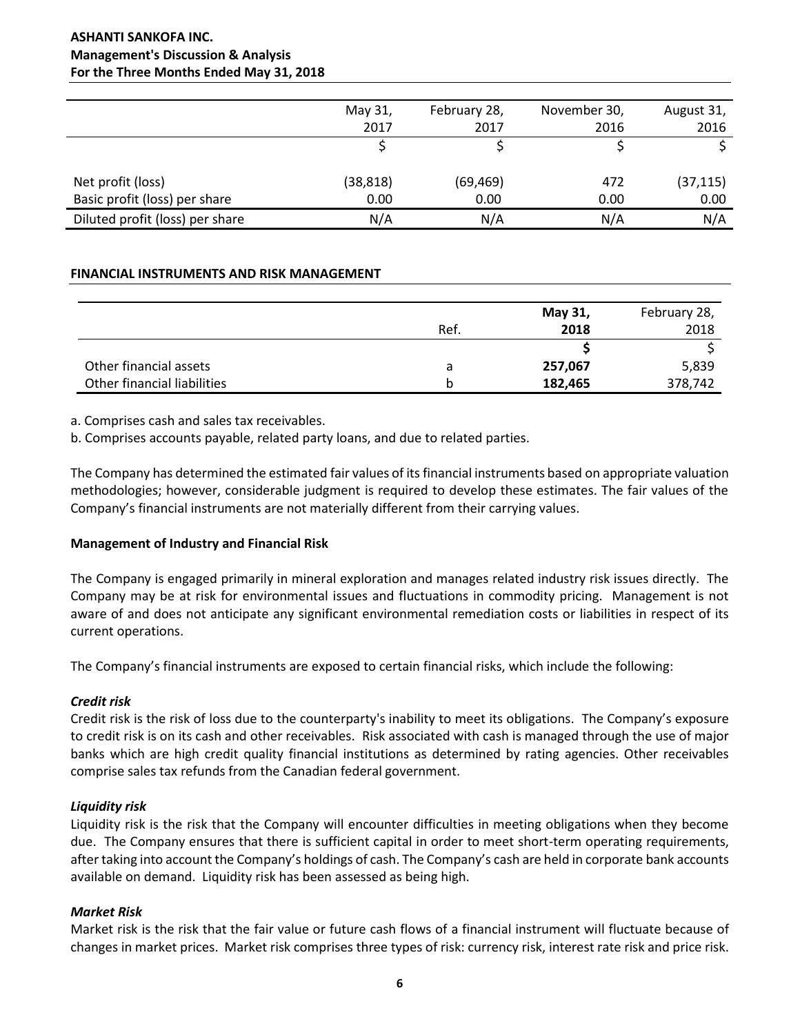|  | May 31, 2017 | February 28, 2017 | November 30, 2016 | August 31, 2016 |
|---|---|---|---|---|
|  | $ | $ | $ | $ |
| Net profit (loss) | (38,818) | (69,469) | 472 | (37,115) |
| Basic profit (loss) per share | 0.00 | 0.00 | 0.00 | 0.00 |
| Diluted profit (loss) per share | N/A | N/A | N/A | N/A |

**FINANCIAL INSTRUMENTS AND RISK MANAGEMENT**

|  | Ref. | **May 31, 2018** | February 28, 2018 |
|---|---|---|---|
|  |  | **$** | $ |
| Other financial assets | a | **257,067** | 5,839 |
| Other financial liabilities | b | **182,465** | 378,742 |

a. Comprises cash and sales tax receivables.

b. Comprises accounts payable, related party loans, and due to related parties.

The Company has determined the estimated fair values of its financial instruments based on appropriate valuation methodologies; however, considerable judgment is required to develop these estimates. The fair values of the Company's financial instruments are not materially different from their carrying values.

**Management of Industry and Financial Risk**

The Company is engaged primarily in mineral exploration and manages related industry risk issues directly. The Company may be at risk for environmental issues and fluctuations in commodity pricing. Management is not aware of and does not anticipate any significant environmental remediation costs or liabilities in respect of its current operations.

The Company's financial instruments are exposed to certain financial risks, which include the following:

***Credit risk***

Credit risk is the risk of loss due to the counterparty's inability to meet its obligations. The Company's exposure to credit risk is on its cash and other receivables. Risk associated with cash is managed through the use of major banks which are high credit quality financial institutions as determined by rating agencies. Other receivables comprise sales tax refunds from the Canadian federal government.

***Liquidity risk***

Liquidity risk is the risk that the Company will encounter difficulties in meeting obligations when they become due. The Company ensures that there is sufficient capital in order to meet short-term operating requirements, after taking into account the Company's holdings of cash. The Company's cash are held in corporate bank accounts available on demand. Liquidity risk has been assessed as being high.

***Market Risk***

Market risk is the risk that the fair value or future cash flows of a financial instrument will fluctuate because of changes in market prices. Market risk comprises three types of risk: currency risk, interest rate risk and price risk.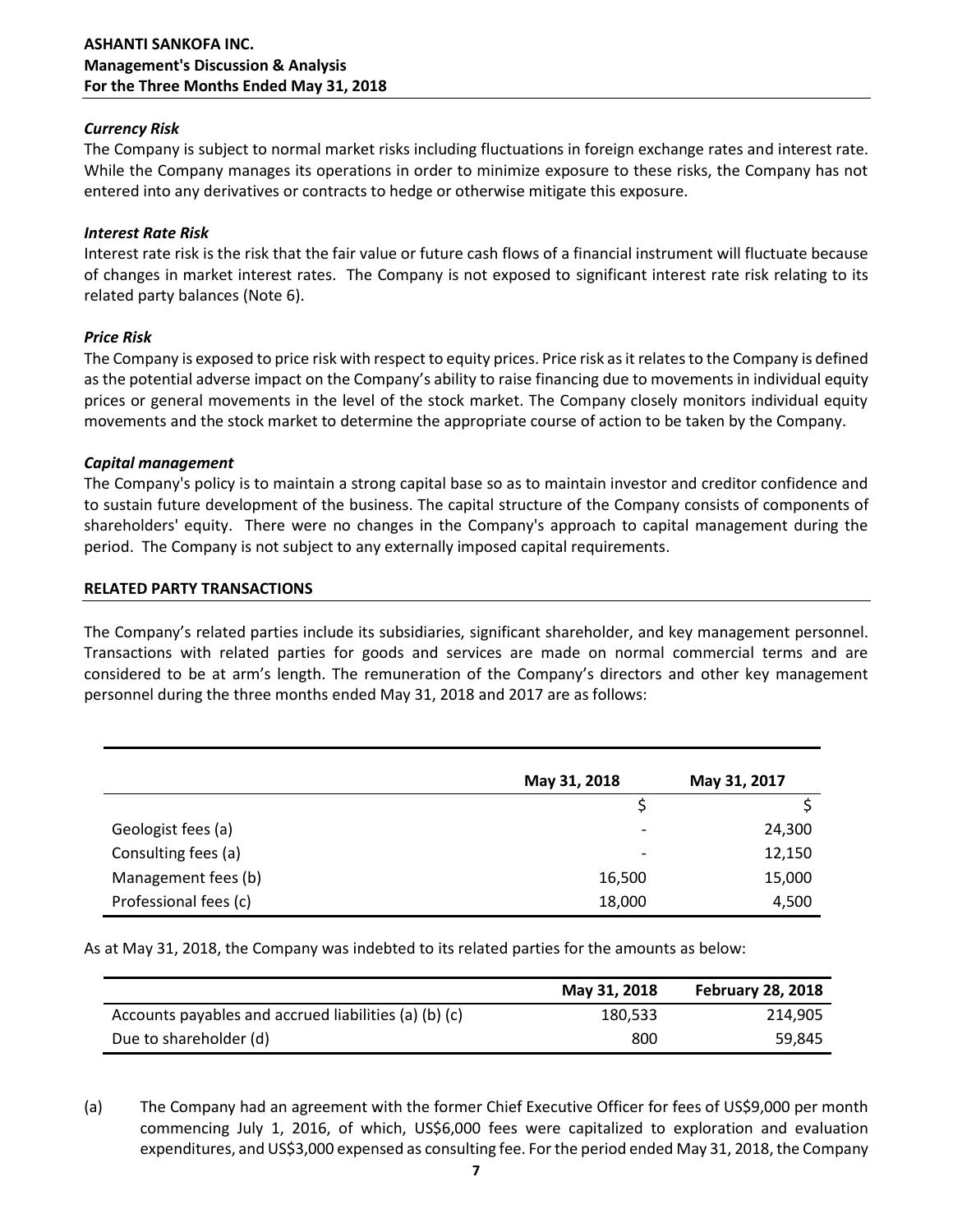### *Currency Risk*

The Company is subject to normal market risks including fluctuations in foreign exchange rates and interest rate. While the Company manages its operations in order to minimize exposure to these risks, the Company has not entered into any derivatives or contracts to hedge or otherwise mitigate this exposure.

### *Interest Rate Risk*

Interest rate risk is the risk that the fair value or future cash flows of a financial instrument will fluctuate because of changes in market interest rates. The Company is not exposed to significant interest rate risk relating to its related party balances (Note 6).

### *Price Risk*

The Company is exposed to price risk with respect to equity prices. Price risk as it relates to the Company is defined as the potential adverse impact on the Company's ability to raise financing due to movements in individual equity prices or general movements in the level of the stock market. The Company closely monitors individual equity movements and the stock market to determine the appropriate course of action to be taken by the Company.

### *Capital management*

The Company's policy is to maintain a strong capital base so as to maintain investor and creditor confidence and to sustain future development of the business. The capital structure of the Company consists of components of shareholders' equity. There were no changes in the Company's approach to capital management during the period. The Company is not subject to any externally imposed capital requirements.

## RELATED PARTY TRANSACTIONS

The Company's related parties include its subsidiaries, significant shareholder, and key management personnel. Transactions with related parties for goods and services are made on normal commercial terms and are considered to be at arm's length. The remuneration of the Company's directors and other key management personnel during the three months ended May 31, 2018 and 2017 are as follows:

| | May 31, 2018 | May 31, 2017 |
|---|---|---|
| | $ | $ |
| Geologist fees (a) | - | 24,300 |
| Consulting fees (a) | - | 12,150 |
| Management fees (b) | 16,500 | 15,000 |
| Professional fees (c) | 18,000 | 4,500 |

As at May 31, 2018, the Company was indebted to its related parties for the amounts as below:

| | May 31, 2018 | February 28, 2018 |
|---|---|---|
| Accounts payables and accrued liabilities (a) (b) (c) | 180,533 | 214,905 |
| Due to shareholder (d) | 800 | 59,845 |

(a) The Company had an agreement with the former Chief Executive Officer for fees of US$9,000 per month commencing July 1, 2016, of which, US$6,000 fees were capitalized to exploration and evaluation expenditures, and US$3,000 expensed as consulting fee. For the period ended May 31, 2018, the Company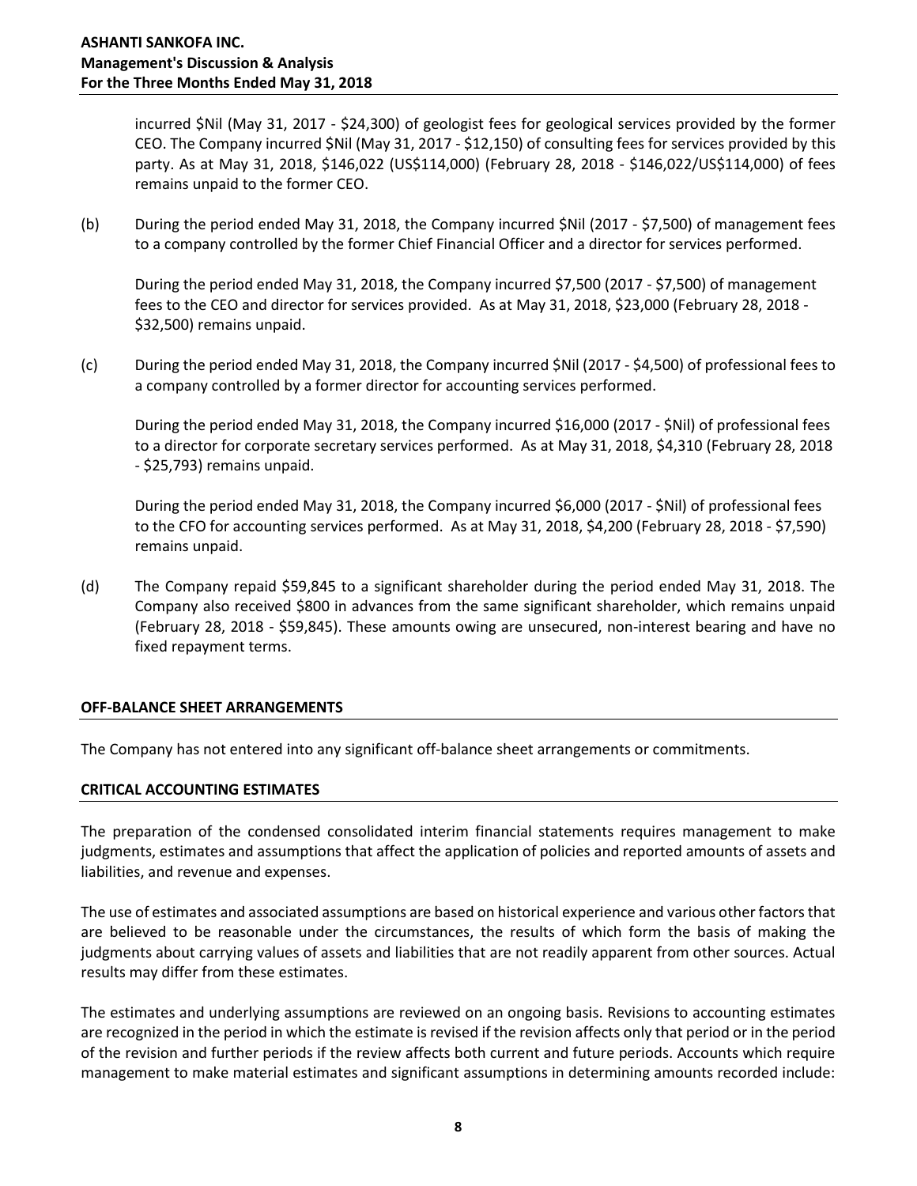incurred $Nil (May 31, 2017 - $24,300) of geologist fees for geological services provided by the former CEO. The Company incurred $Nil (May 31, 2017 - $12,150) of consulting fees for services provided by this party. As at May 31, 2018, $146,022 (US$114,000) (February 28, 2018 - $146,022/US$114,000) of fees remains unpaid to the former CEO.

(b) During the period ended May 31, 2018, the Company incurred $Nil (2017 - $7,500) of management fees to a company controlled by the former Chief Financial Officer and a director for services performed.

During the period ended May 31, 2018, the Company incurred $7,500 (2017 - $7,500) of management fees to the CEO and director for services provided. As at May 31, 2018, $23,000 (February 28, 2018 - $32,500) remains unpaid.

(c) During the period ended May 31, 2018, the Company incurred $Nil (2017 - $4,500) of professional fees to a company controlled by a former director for accounting services performed.

During the period ended May 31, 2018, the Company incurred $16,000 (2017 - $Nil) of professional fees to a director for corporate secretary services performed. As at May 31, 2018, $4,310 (February 28, 2018 - $25,793) remains unpaid.

During the period ended May 31, 2018, the Company incurred $6,000 (2017 - $Nil) of professional fees to the CFO for accounting services performed. As at May 31, 2018, $4,200 (February 28, 2018 - $7,590) remains unpaid.

(d) The Company repaid $59,845 to a significant shareholder during the period ended May 31, 2018. The Company also received $800 in advances from the same significant shareholder, which remains unpaid (February 28, 2018 - $59,845). These amounts owing are unsecured, non-interest bearing and have no fixed repayment terms.

## OFF-BALANCE SHEET ARRANGEMENTS

The Company has not entered into any significant off-balance sheet arrangements or commitments.

## CRITICAL ACCOUNTING ESTIMATES

The preparation of the condensed consolidated interim financial statements requires management to make judgments, estimates and assumptions that affect the application of policies and reported amounts of assets and liabilities, and revenue and expenses.

The use of estimates and associated assumptions are based on historical experience and various other factors that are believed to be reasonable under the circumstances, the results of which form the basis of making the judgments about carrying values of assets and liabilities that are not readily apparent from other sources. Actual results may differ from these estimates.

The estimates and underlying assumptions are reviewed on an ongoing basis. Revisions to accounting estimates are recognized in the period in which the estimate is revised if the revision affects only that period or in the period of the revision and further periods if the review affects both current and future periods. Accounts which require management to make material estimates and significant assumptions in determining amounts recorded include: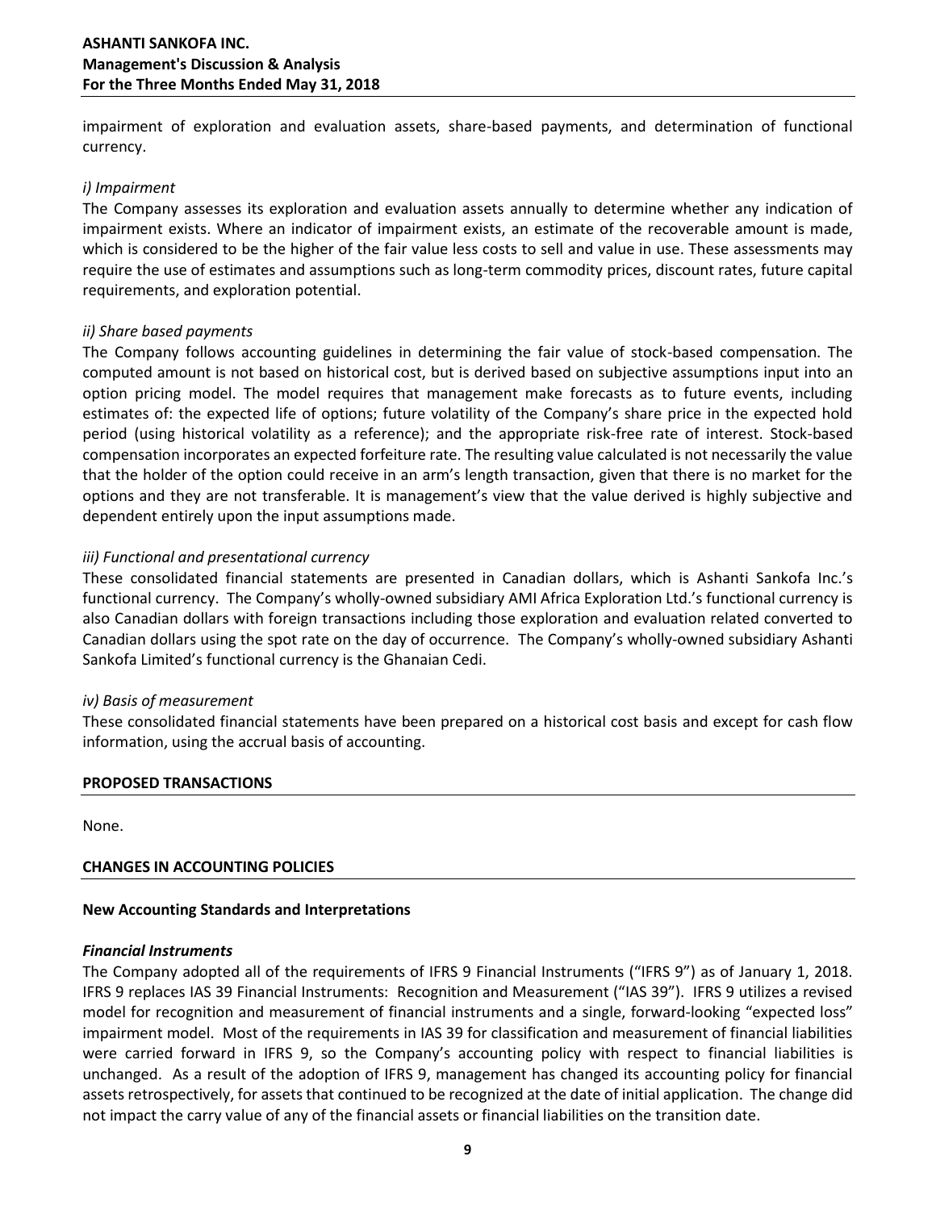impairment of exploration and evaluation assets, share-based payments, and determination of functional currency.

*i) Impairment*

The Company assesses its exploration and evaluation assets annually to determine whether any indication of impairment exists. Where an indicator of impairment exists, an estimate of the recoverable amount is made, which is considered to be the higher of the fair value less costs to sell and value in use. These assessments may require the use of estimates and assumptions such as long-term commodity prices, discount rates, future capital requirements, and exploration potential.

*ii) Share based payments*

The Company follows accounting guidelines in determining the fair value of stock-based compensation. The computed amount is not based on historical cost, but is derived based on subjective assumptions input into an option pricing model. The model requires that management make forecasts as to future events, including estimates of: the expected life of options; future volatility of the Company's share price in the expected hold period (using historical volatility as a reference); and the appropriate risk-free rate of interest. Stock-based compensation incorporates an expected forfeiture rate. The resulting value calculated is not necessarily the value that the holder of the option could receive in an arm's length transaction, given that there is no market for the options and they are not transferable. It is management's view that the value derived is highly subjective and dependent entirely upon the input assumptions made.

*iii) Functional and presentational currency*

These consolidated financial statements are presented in Canadian dollars, which is Ashanti Sankofa Inc.'s functional currency. The Company's wholly-owned subsidiary AMI Africa Exploration Ltd.'s functional currency is also Canadian dollars with foreign transactions including those exploration and evaluation related converted to Canadian dollars using the spot rate on the day of occurrence. The Company's wholly-owned subsidiary Ashanti Sankofa Limited's functional currency is the Ghanaian Cedi.

*iv) Basis of measurement*

These consolidated financial statements have been prepared on a historical cost basis and except for cash flow information, using the accrual basis of accounting.

## PROPOSED TRANSACTIONS

None.

## CHANGES IN ACCOUNTING POLICIES

### New Accounting Standards and Interpretations

***Financial Instruments***

The Company adopted all of the requirements of IFRS 9 Financial Instruments ("IFRS 9") as of January 1, 2018. IFRS 9 replaces IAS 39 Financial Instruments: Recognition and Measurement ("IAS 39"). IFRS 9 utilizes a revised model for recognition and measurement of financial instruments and a single, forward-looking "expected loss" impairment model. Most of the requirements in IAS 39 for classification and measurement of financial liabilities were carried forward in IFRS 9, so the Company's accounting policy with respect to financial liabilities is unchanged. As a result of the adoption of IFRS 9, management has changed its accounting policy for financial assets retrospectively, for assets that continued to be recognized at the date of initial application. The change did not impact the carry value of any of the financial assets or financial liabilities on the transition date.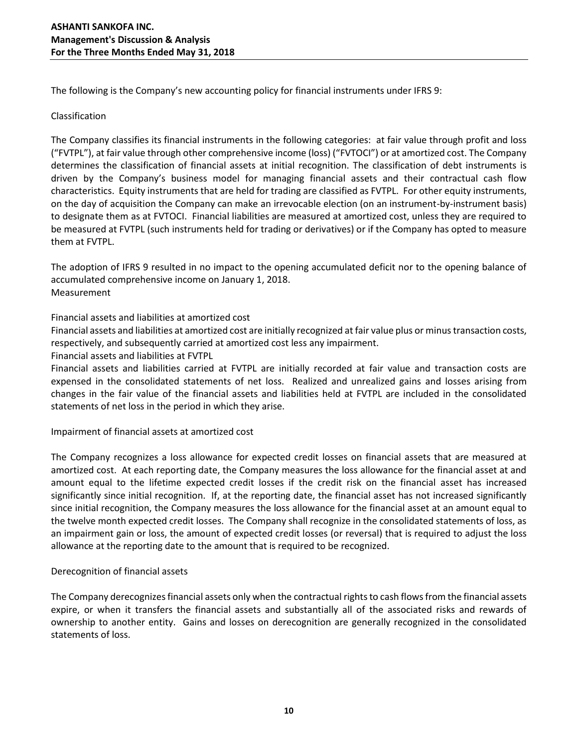The following is the Company's new accounting policy for financial instruments under IFRS 9:

Classification

The Company classifies its financial instruments in the following categories: at fair value through profit and loss ("FVTPL"), at fair value through other comprehensive income (loss) ("FVTOCI") or at amortized cost. The Company determines the classification of financial assets at initial recognition. The classification of debt instruments is driven by the Company's business model for managing financial assets and their contractual cash flow characteristics. Equity instruments that are held for trading are classified as FVTPL. For other equity instruments, on the day of acquisition the Company can make an irrevocable election (on an instrument-by-instrument basis) to designate them as at FVTOCI. Financial liabilities are measured at amortized cost, unless they are required to be measured at FVTPL (such instruments held for trading or derivatives) or if the Company has opted to measure them at FVTPL.

The adoption of IFRS 9 resulted in no impact to the opening accumulated deficit nor to the opening balance of accumulated comprehensive income on January 1, 2018.

Measurement

Financial assets and liabilities at amortized cost

Financial assets and liabilities at amortized cost are initially recognized at fair value plus or minus transaction costs, respectively, and subsequently carried at amortized cost less any impairment.

Financial assets and liabilities at FVTPL

Financial assets and liabilities carried at FVTPL are initially recorded at fair value and transaction costs are expensed in the consolidated statements of net loss. Realized and unrealized gains and losses arising from changes in the fair value of the financial assets and liabilities held at FVTPL are included in the consolidated statements of net loss in the period in which they arise.

Impairment of financial assets at amortized cost

The Company recognizes a loss allowance for expected credit losses on financial assets that are measured at amortized cost. At each reporting date, the Company measures the loss allowance for the financial asset at and amount equal to the lifetime expected credit losses if the credit risk on the financial asset has increased significantly since initial recognition. If, at the reporting date, the financial asset has not increased significantly since initial recognition, the Company measures the loss allowance for the financial asset at an amount equal to the twelve month expected credit losses. The Company shall recognize in the consolidated statements of loss, as an impairment gain or loss, the amount of expected credit losses (or reversal) that is required to adjust the loss allowance at the reporting date to the amount that is required to be recognized.

Derecognition of financial assets

The Company derecognizes financial assets only when the contractual rights to cash flows from the financial assets expire, or when it transfers the financial assets and substantially all of the associated risks and rewards of ownership to another entity. Gains and losses on derecognition are generally recognized in the consolidated statements of loss.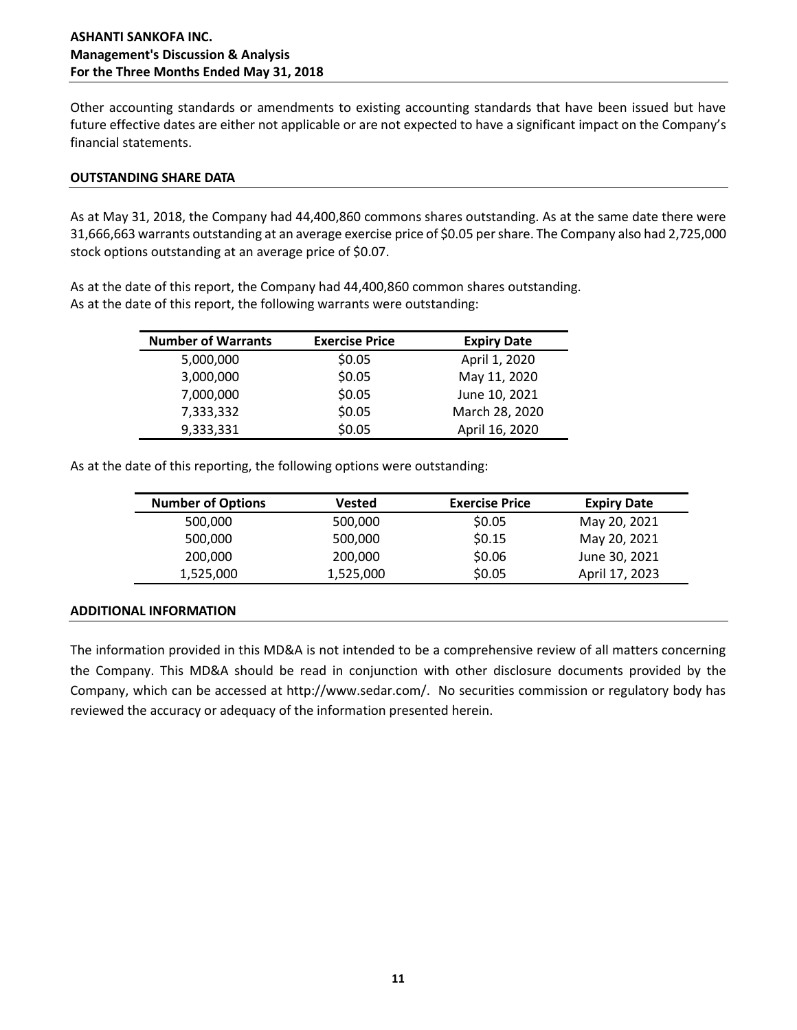Other accounting standards or amendments to existing accounting standards that have been issued but have future effective dates are either not applicable or are not expected to have a significant impact on the Company's financial statements.

## OUTSTANDING SHARE DATA

As at May 31, 2018, the Company had 44,400,860 commons shares outstanding. As at the same date there were 31,666,663 warrants outstanding at an average exercise price of $0.05 per share. The Company also had 2,725,000 stock options outstanding at an average price of $0.07.

As at the date of this report, the Company had 44,400,860 common shares outstanding.
As at the date of this report, the following warrants were outstanding:

| Number of Warrants | Exercise Price | Expiry Date |
|---|---|---|
| 5,000,000 | $0.05 | April 1, 2020 |
| 3,000,000 | $0.05 | May 11, 2020 |
| 7,000,000 | $0.05 | June 10, 2021 |
| 7,333,332 | $0.05 | March 28, 2020 |
| 9,333,331 | $0.05 | April 16, 2020 |

As at the date of this reporting, the following options were outstanding:

| Number of Options | Vested | Exercise Price | Expiry Date |
|---|---|---|---|
| 500,000 | 500,000 | $0.05 | May 20, 2021 |
| 500,000 | 500,000 | $0.15 | May 20, 2021 |
| 200,000 | 200,000 | $0.06 | June 30, 2021 |
| 1,525,000 | 1,525,000 | $0.05 | April 17, 2023 |

## ADDITIONAL INFORMATION

The information provided in this MD&A is not intended to be a comprehensive review of all matters concerning the Company. This MD&A should be read in conjunction with other disclosure documents provided by the Company, which can be accessed at http://www.sedar.com/. No securities commission or regulatory body has reviewed the accuracy or adequacy of the information presented herein.